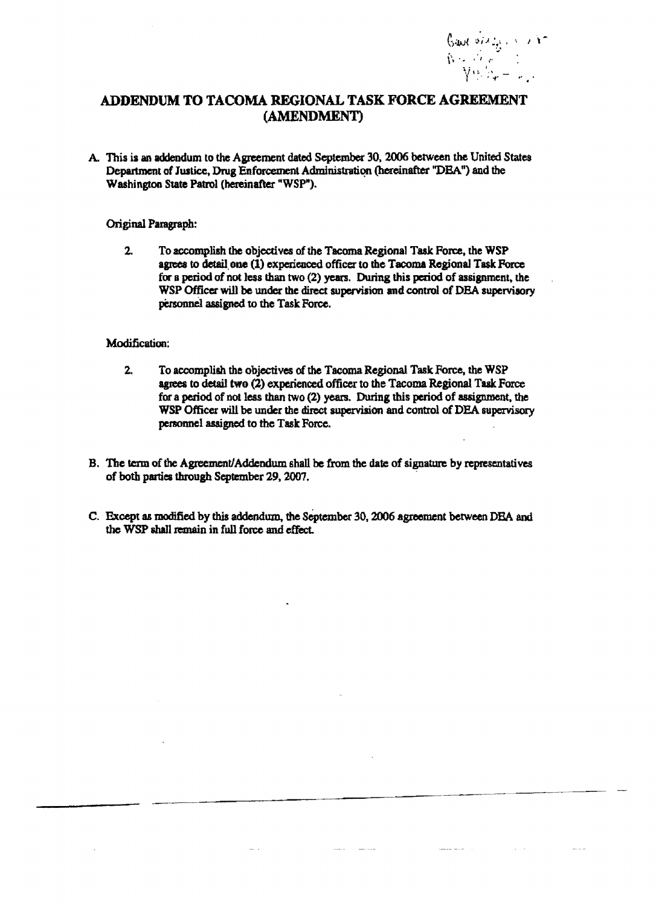# ADDENDUM TO TACOMA REGIONAL TASK FORCE AGREEMENT (AMENDMENT)

A. This is an addendum to the Agreement dated September 30, 2006 between the United States Department of Justice, Drug Enforcement Administration (hereinafter "DEA") and the Washington State Patrol (hereinafter "WSP").

Original Paragraph:

2. To accomplish the objectives of the Tacoma Regional Task Force, the WSP agrees to detail one (1) experienced officer to the Tacoma Regional Task Force for a period of not less than two (2) years. During this period of assignment, the WSP Officer will be under the direct supervision and control of DEA supervisory personnel assigned to the Task Force.

Modification:

2. To accomplish the objectives of the Tacoma Regional Task Force, the WSP agrees to detail two (2) experienced officer to the Tacoma Regional Task Force for a period of not less than two (2) years. During this period of assignment, the WSP Officer will be under the direct supervision and control of DEA supervisory personnel assigned to the Task Force.

B. The term of the Agreement/Addendum shall be from the date of signature by representatives of both parties through September 29, 2007.

C. Except as modified by this addendum, the September 30, 2006 agreement between DEA and the WSP shall remain in full force and effect.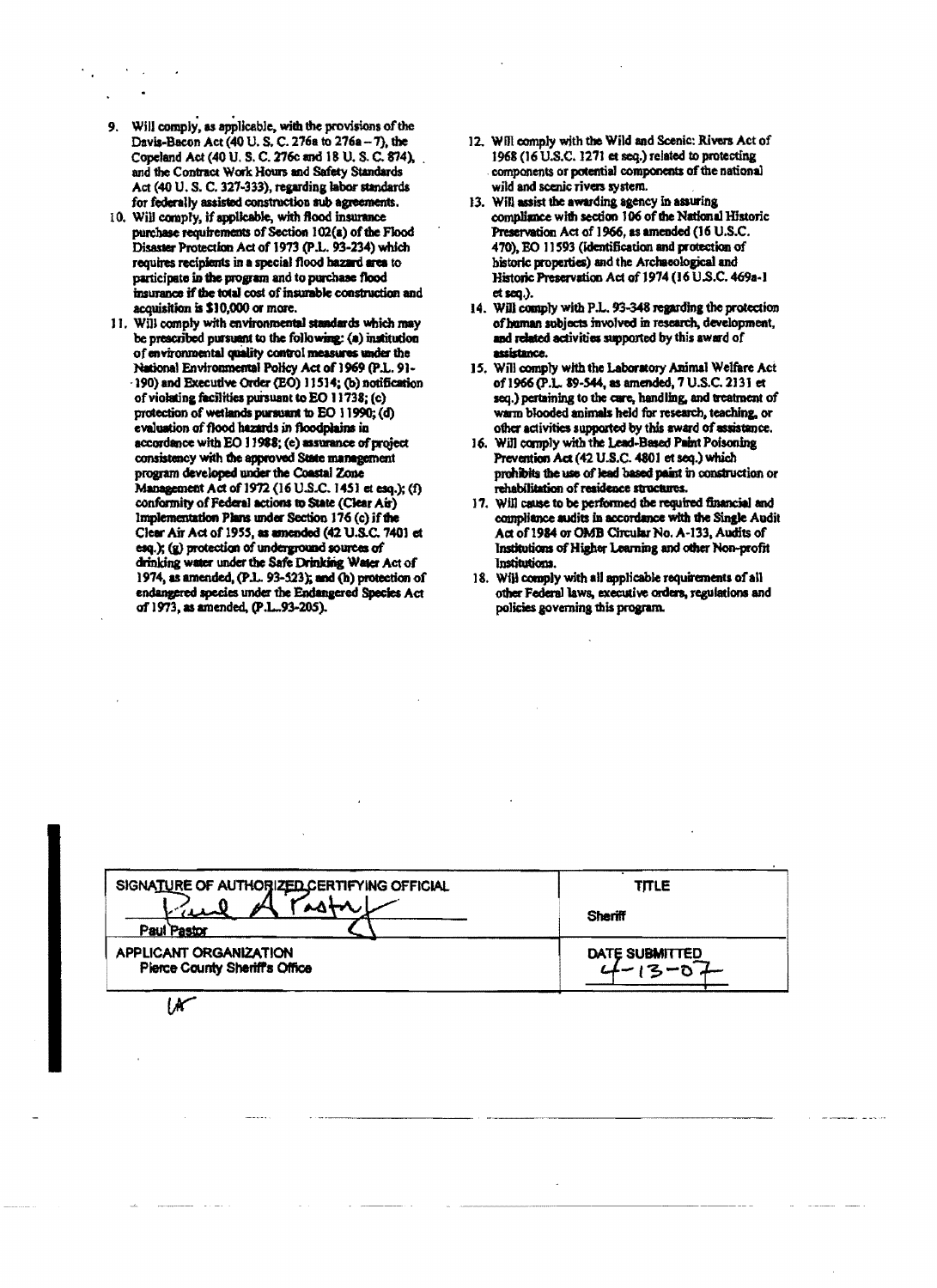9. Will comply, as applicable, with the provisions of the Davis-Bacon Act (40 U. S. C. 276a to 276a – 7), the Copeland Act (40 U. S. C. 276c and 18 U. S. C. 874), and the Contract Work Hours and Safety Standards Act (40 U. S. C. 327-333), regarding labor standards for federally assisted construction sub agreements.
10. Will comply, if applicable, with flood insurance purchase requirements of Section 102(a) of the Flood Disaster Protection Act of 1973 (P.L. 93-234) which requires recipients in a special flood hazard area to participate in the program and to purchase flood insurance if the total cost of insurable construction and acquisition is $10,000 or more.
11. Will comply with environmental standards which may be prescribed pursuant to the following: (a) institution of environmental quality control measures under the National Environmental Policy Act of 1969 (P.L. 91-190) and Executive Order (EO) 11514; (b) notification of violating facilities pursuant to EO 11738; (c) protection of wetlands pursuant to EO 11990; (d) evaluation of flood hazards in floodplains in accordance with EO 11988; (e) assurance of project consistency with the approved State management program developed under the Coastal Zone Management Act of 1972 (16 U.S.C. 1451 et esq.); (f) conformity of Federal actions to State (Clear Air) Implementation Plans under Section 176 (c) if the Clear Air Act of 1955, as amended (42 U.S.C. 7401 et esq.); (g) protection of underground sources of drinking water under the Safe Drinking Water Act of 1974, as amended, (P.L. 93-523); and (h) protection of endangered species under the Endangered Species Act of 1973, as amended, (P.L. 93-205).
12. Will comply with the Wild and Scenic Rivers Act of 1968 (16 U.S.C. 1271 et seq.) related to protecting components or potential components of the national wild and scenic rivers system.
13. Will assist the awarding agency in assuring compliance with section 106 of the National Historic Preservation Act of 1966, as amended (16 U.S.C. 470), EO 11593 (identification and protection of historic properties) and the Archaeological and Historic Preservation Act of 1974 (16 U.S.C. 469a-1 et seq.).
14. Will comply with P.L. 93-348 regarding the protection of human subjects involved in research, development, and related activities supported by this award of assistance.
15. Will comply with the Laboratory Animal Welfare Act of 1966 (P.L. 89-544, as amended, 7 U.S.C. 2131 et seq.) pertaining to the care, handling, and treatment of warm blooded animals held for research, teaching, or other activities supported by this award of assistance.
16. Will comply with the Lead-Based Paint Poisoning Prevention Act (42 U.S.C. 4801 et seq.) which prohibits the use of lead based paint in construction or rehabilitation of residence structures.
17. Will cause to be performed the required financial and compliance audits in accordance with the Single Audit Act of 1984 or OMB Circular No. A-133, Audits of Institutions of Higher Learning and other Non-profit Institutions.
18. Will comply with all applicable requirements of all other Federal laws, executive orders, regulations and policies governing this program.

| SIGNATURE OF AUTHORIZED CERTIFYING OFFICIAL | TITLE |
|---|---|
| Paul A Pastor<br>Paul Pastor | Sheriff |
| APPLICANT ORGANIZATION<br>Pierce County Sheriff's Office | DATE SUBMITTED<br>4-13-07 |

LA